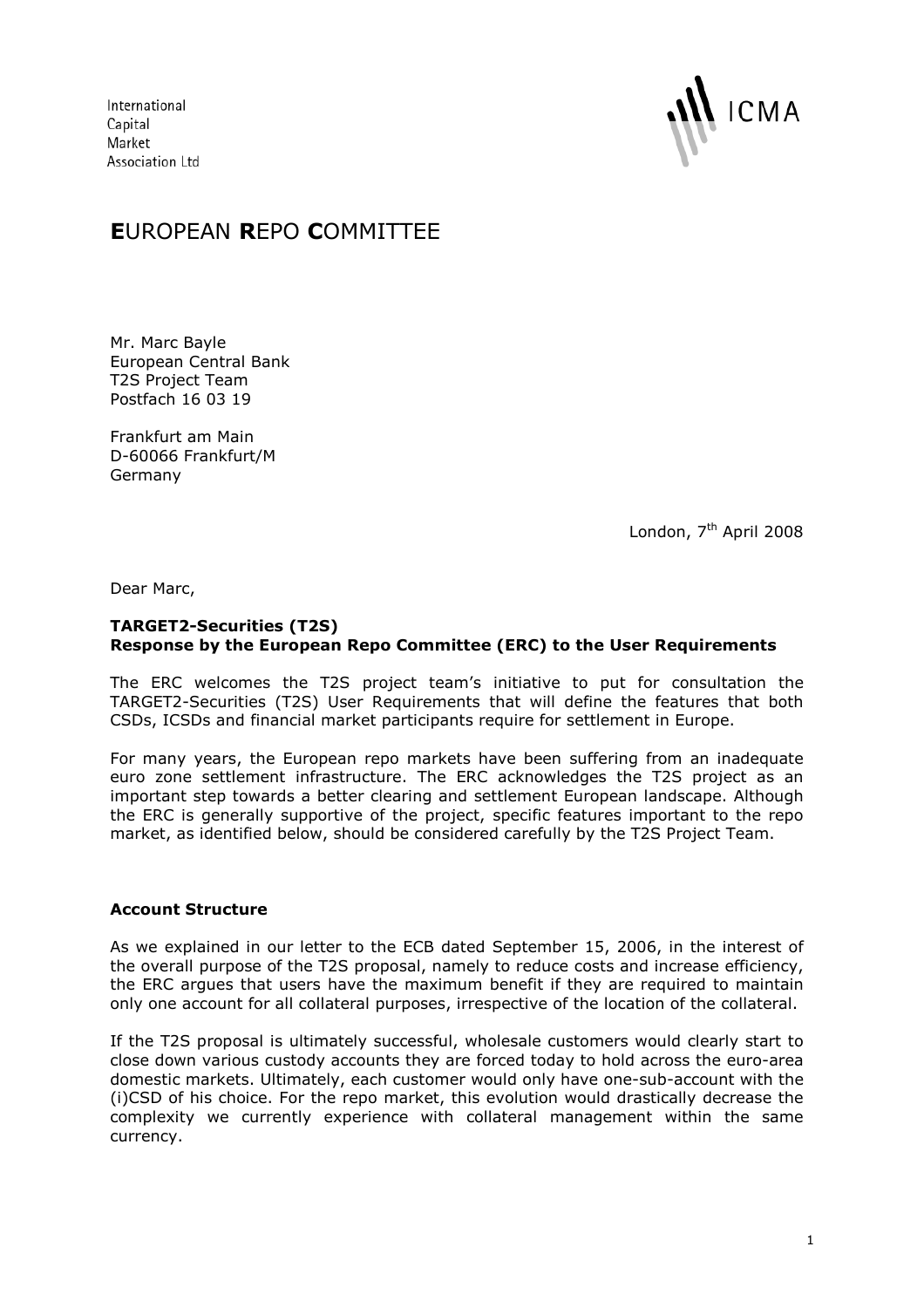International
Capital
Market
Association Ltd

ICMA

# **E**UROPEAN **R**EPO **C**OMMITTEE

Mr. Marc Bayle
European Central Bank
T2S Project Team
Postfach 16 03 19

Frankfurt am Main
D-60066 Frankfurt/M
Germany

London, 7th April 2008

Dear Marc,

**TARGET2-Securities (T2S)**
**Response by the European Repo Committee (ERC) to the User Requirements**

The ERC welcomes the T2S project team's initiative to put for consultation the TARGET2-Securities (T2S) User Requirements that will define the features that both CSDs, ICSDs and financial market participants require for settlement in Europe.

For many years, the European repo markets have been suffering from an inadequate euro zone settlement infrastructure. The ERC acknowledges the T2S project as an important step towards a better clearing and settlement European landscape. Although the ERC is generally supportive of the project, specific features important to the repo market, as identified below, should be considered carefully by the T2S Project Team.

**Account Structure**

As we explained in our letter to the ECB dated September 15, 2006, in the interest of the overall purpose of the T2S proposal, namely to reduce costs and increase efficiency, the ERC argues that users have the maximum benefit if they are required to maintain only one account for all collateral purposes, irrespective of the location of the collateral.

If the T2S proposal is ultimately successful, wholesale customers would clearly start to close down various custody accounts they are forced today to hold across the euro-area domestic markets. Ultimately, each customer would only have one-sub-account with the (i)CSD of his choice. For the repo market, this evolution would drastically decrease the complexity we currently experience with collateral management within the same currency.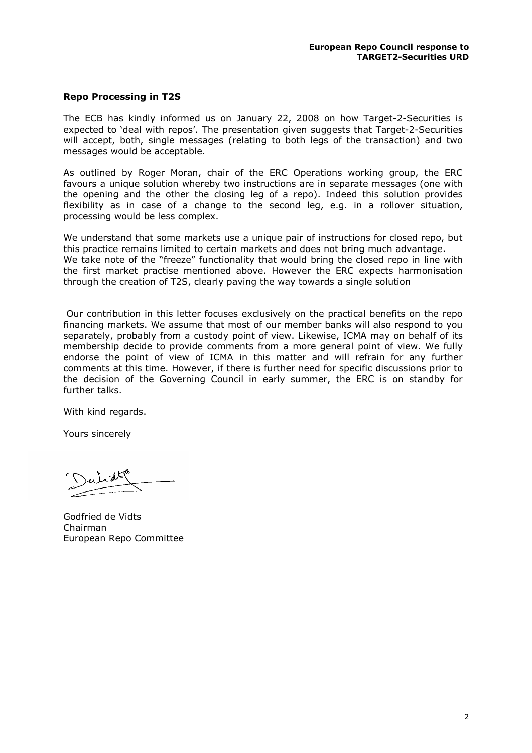**European Repo Council response to TARGET2-Securities URD**

**Repo Processing in T2S**

The ECB has kindly informed us on January 22, 2008 on how Target-2-Securities is expected to 'deal with repos'. The presentation given suggests that Target-2-Securities will accept, both, single messages (relating to both legs of the transaction) and two messages would be acceptable.

As outlined by Roger Moran, chair of the ERC Operations working group, the ERC favours a unique solution whereby two instructions are in separate messages (one with the opening and the other the closing leg of a repo). Indeed this solution provides flexibility as in case of a change to the second leg, e.g. in a rollover situation, processing would be less complex.

We understand that some markets use a unique pair of instructions for closed repo, but this practice remains limited to certain markets and does not bring much advantage.
We take note of the "freeze" functionality that would bring the closed repo in line with the first market practise mentioned above. However the ERC expects harmonisation through the creation of T2S, clearly paving the way towards a single solution

Our contribution in this letter focuses exclusively on the practical benefits on the repo financing markets. We assume that most of our member banks will also respond to you separately, probably from a custody point of view. Likewise, ICMA may on behalf of its membership decide to provide comments from a more general point of view. We fully endorse the point of view of ICMA in this matter and will refrain for any further comments at this time. However, if there is further need for specific discussions prior to the decision of the Governing Council in early summer, the ERC is on standby for further talks.

With kind regards.

Yours sincerely

Godfried de Vidts
Chairman
European Repo Committee